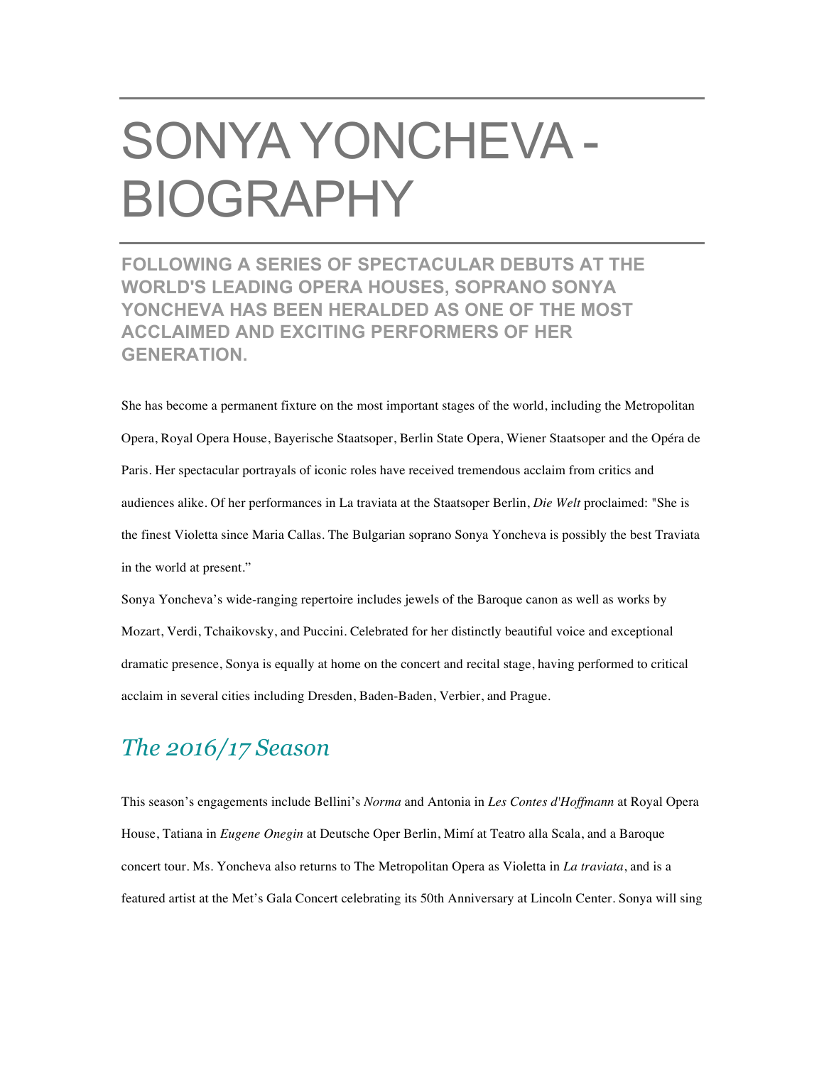# SONYA YONCHEVA - BIOGRAPHY

## FOLLOWING A SERIES OF SPECTACULAR DEBUTS AT THE WORLD'S LEADING OPERA HOUSES, SOPRANO SONYA YONCHEVA HAS BEEN HERALDED AS ONE OF THE MOST ACCLAIMED AND EXCITING PERFORMERS OF HER GENERATION.

She has become a permanent fixture on the most important stages of the world, including the Metropolitan Opera, Royal Opera House, Bayerische Staatsoper, Berlin State Opera, Wiener Staatsoper and the Opéra de Paris. Her spectacular portrayals of iconic roles have received tremendous acclaim from critics and audiences alike. Of her performances in La traviata at the Staatsoper Berlin, *Die Welt* proclaimed: "She is the finest Violetta since Maria Callas. The Bulgarian soprano Sonya Yoncheva is possibly the best Traviata in the world at present."

Sonya Yoncheva's wide-ranging repertoire includes jewels of the Baroque canon as well as works by Mozart, Verdi, Tchaikovsky, and Puccini. Celebrated for her distinctly beautiful voice and exceptional dramatic presence, Sonya is equally at home on the concert and recital stage, having performed to critical acclaim in several cities including Dresden, Baden-Baden, Verbier, and Prague.

## *The 2016/17 Season*

This season's engagements include Bellini's *Norma* and Antonia in *Les Contes d'Hoffmann* at Royal Opera House, Tatiana in *Eugene Onegin* at Deutsche Oper Berlin, Mimí at Teatro alla Scala, and a Baroque concert tour. Ms. Yoncheva also returns to The Metropolitan Opera as Violetta in *La traviata*, and is a featured artist at the Met's Gala Concert celebrating its 50th Anniversary at Lincoln Center. Sonya will sing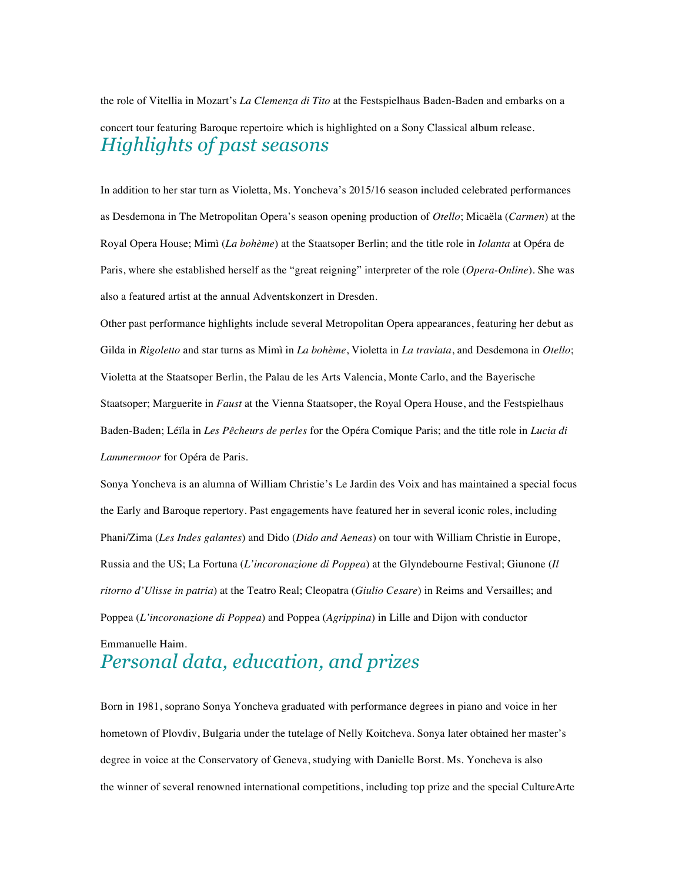the role of Vitellia in Mozart's *La Clemenza di Tito* at the Festspielhaus Baden-Baden and embarks on a concert tour featuring Baroque repertoire which is highlighted on a Sony Classical album release.

## *Highlights of past seasons*

In addition to her star turn as Violetta, Ms. Yoncheva's 2015/16 season included celebrated performances as Desdemona in The Metropolitan Opera's season opening production of *Otello*; Micaëla (*Carmen*) at the Royal Opera House; Mimì (*La bohème*) at the Staatsoper Berlin; and the title role in *Iolanta* at Opéra de Paris, where she established herself as the "great reigning" interpreter of the role (*Opera-Online*). She was also a featured artist at the annual Adventskonzert in Dresden.

Other past performance highlights include several Metropolitan Opera appearances, featuring her debut as Gilda in *Rigoletto* and star turns as Mimì in *La bohème*, Violetta in *La traviata*, and Desdemona in *Otello*; Violetta at the Staatsoper Berlin, the Palau de les Arts Valencia, Monte Carlo, and the Bayerische Staatsoper; Marguerite in *Faust* at the Vienna Staatsoper, the Royal Opera House, and the Festspielhaus Baden-Baden; Léïla in *Les Pêcheurs de perles* for the Opéra Comique Paris; and the title role in *Lucia di Lammermoor* for Opéra de Paris.

Sonya Yoncheva is an alumna of William Christie's Le Jardin des Voix and has maintained a special focus the Early and Baroque repertory. Past engagements have featured her in several iconic roles, including Phani/Zima (*Les Indes galantes*) and Dido (*Dido and Aeneas*) on tour with William Christie in Europe, Russia and the US; La Fortuna (*L'incoronazione di Poppea*) at the Glyndebourne Festival; Giunone (*Il ritorno d'Ulisse in patria*) at the Teatro Real; Cleopatra (*Giulio Cesare*) in Reims and Versailles; and Poppea (*L'incoronazione di Poppea*) and Poppea (*Agrippina*) in Lille and Dijon with conductor Emmanuelle Haim.

## *Personal data, education, and prizes*

Born in 1981, soprano Sonya Yoncheva graduated with performance degrees in piano and voice in her hometown of Plovdiv, Bulgaria under the tutelage of Nelly Koitcheva. Sonya later obtained her master's degree in voice at the Conservatory of Geneva, studying with Danielle Borst. Ms. Yoncheva is also the winner of several renowned international competitions, including top prize and the special CultureArte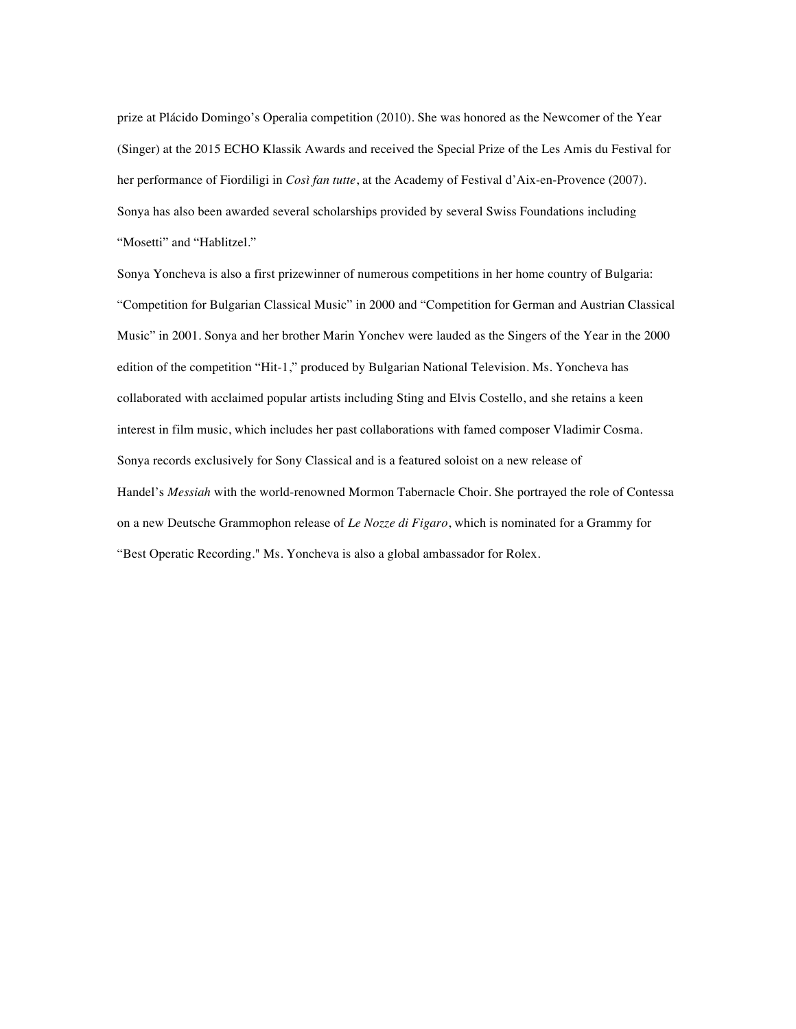prize at Plácido Domingo's Operalia competition (2010). She was honored as the Newcomer of the Year (Singer) at the 2015 ECHO Klassik Awards and received the Special Prize of the Les Amis du Festival for her performance of Fiordiligi in *Così fan tutte*, at the Academy of Festival d'Aix-en-Provence (2007). Sonya has also been awarded several scholarships provided by several Swiss Foundations including "Mosetti" and "Hablitzel."

Sonya Yoncheva is also a first prizewinner of numerous competitions in her home country of Bulgaria: "Competition for Bulgarian Classical Music" in 2000 and "Competition for German and Austrian Classical Music" in 2001. Sonya and her brother Marin Yonchev were lauded as the Singers of the Year in the 2000 edition of the competition "Hit-1," produced by Bulgarian National Television. Ms. Yoncheva has collaborated with acclaimed popular artists including Sting and Elvis Costello, and she retains a keen interest in film music, which includes her past collaborations with famed composer Vladimir Cosma. Sonya records exclusively for Sony Classical and is a featured soloist on a new release of Handel's *Messiah* with the world-renowned Mormon Tabernacle Choir. She portrayed the role of Contessa on a new Deutsche Grammophon release of *Le Nozze di Figaro*, which is nominated for a Grammy for "Best Operatic Recording." Ms. Yoncheva is also a global ambassador for Rolex.